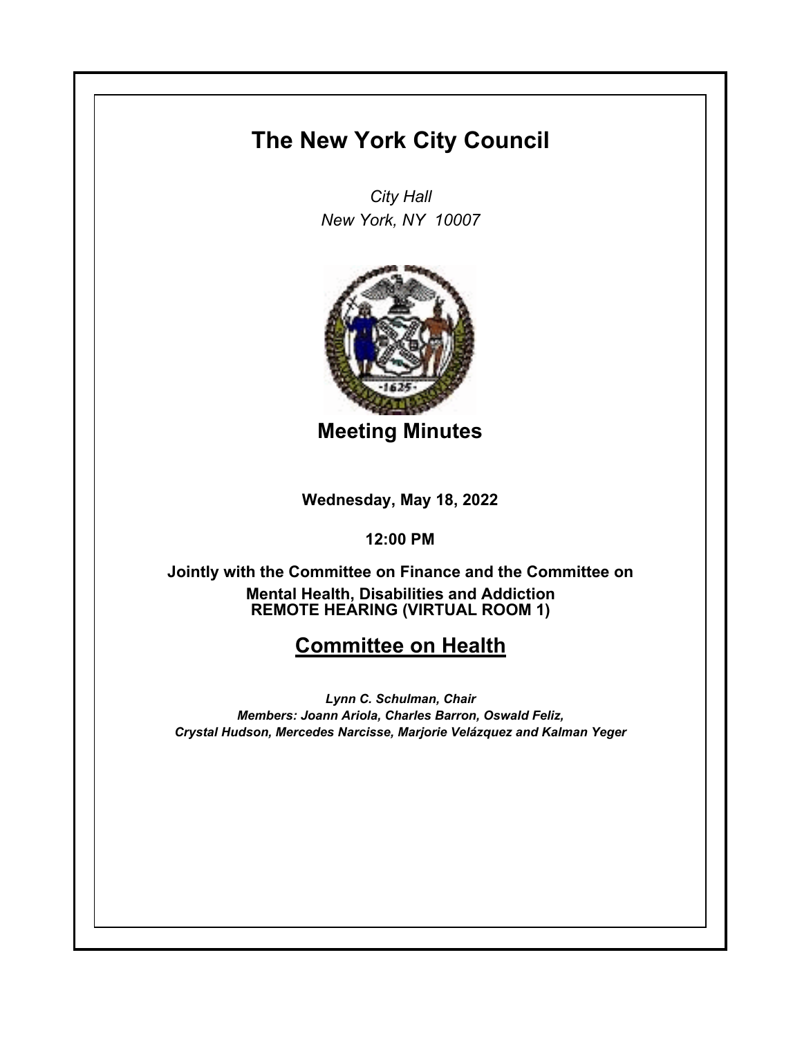# The New York City Council

*City Hall*
*New York, NY 10007*

## Meeting Minutes

**Wednesday, May 18, 2022**

**12:00 PM**

**Jointly with the Committee on Finance and the Committee on Mental Health, Disabilities and Addiction**
**REMOTE HEARING (VIRTUAL ROOM 1)**

## Committee on Health

***Lynn C. Schulman, Chair***
***Members: Joann Ariola, Charles Barron, Oswald Feliz, Crystal Hudson, Mercedes Narcisse, Marjorie Velázquez and Kalman Yeger***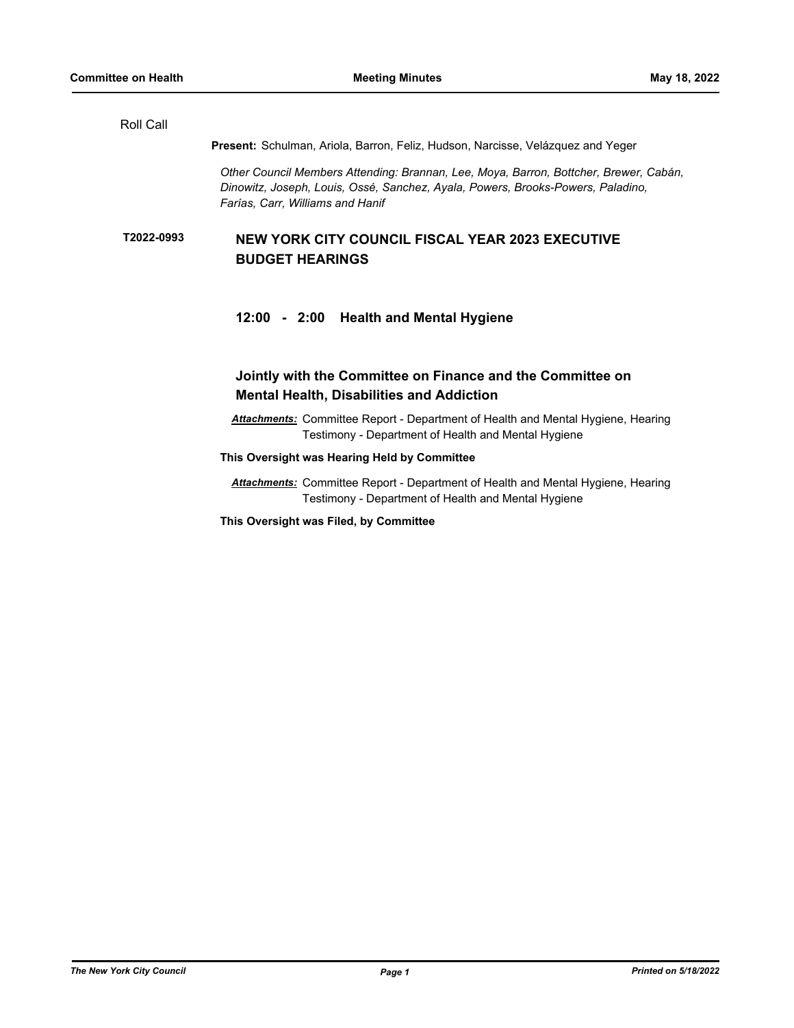Roll Call

**Present:** Schulman, Ariola, Barron, Feliz, Hudson, Narcisse, Velázquez and Yeger

*Other Council Members Attending: Brannan, Lee, Moya, Barron, Bottcher, Brewer, Cabán, Dinowitz, Joseph, Louis, Ossé, Sanchez, Ayala, Powers, Brooks-Powers, Paladino, Farías, Carr, Williams and Hanif*

**T2022-0993**

## NEW YORK CITY COUNCIL FISCAL YEAR 2023 EXECUTIVE BUDGET HEARINGS

### 12:00 - 2:00 Health and Mental Hygiene

### Jointly with the Committee on Finance and the Committee on Mental Health, Disabilities and Addiction

***Attachments:*** Committee Report - Department of Health and Mental Hygiene, Hearing Testimony - Department of Health and Mental Hygiene

**This Oversight was Hearing Held by Committee**

***Attachments:*** Committee Report - Department of Health and Mental Hygiene, Hearing Testimony - Department of Health and Mental Hygiene

**This Oversight was Filed, by Committee**